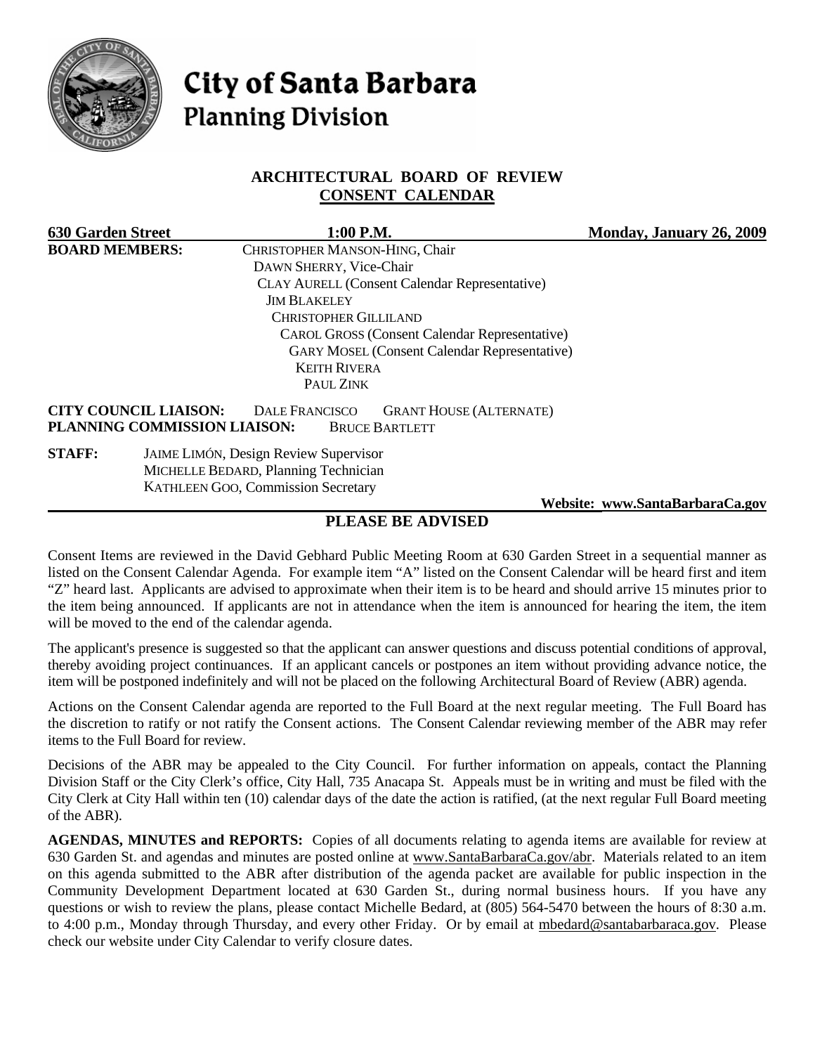# City of Santa Barbara
## Planning Division

### ARCHITECTURAL BOARD OF REVIEW
### CONSENT CALENDAR

**630 Garden Street** | **1:00 P.M.** | **Monday, January 26, 2009**

**BOARD MEMBERS:**
CHRISTOPHER MANSON-HING, Chair
DAWN SHERRY, Vice-Chair
CLAY AURELL (Consent Calendar Representative)
JIM BLAKELEY
CHRISTOPHER GILLILAND
CAROL GROSS (Consent Calendar Representative)
GARY MOSEL (Consent Calendar Representative)
KEITH RIVERA
PAUL ZINK

**CITY COUNCIL LIAISON:** DALE FRANCISCO GRANT HOUSE (ALTERNATE)
**PLANNING COMMISSION LIAISON:** BRUCE BARTLETT

**STAFF:**
JAIME LIMÓN, Design Review Supervisor
MICHELLE BEDARD, Planning Technician
KATHLEEN GOO, Commission Secretary

**Website: www.SantaBarbaraCa.gov**

## PLEASE BE ADVISED

Consent Items are reviewed in the David Gebhard Public Meeting Room at 630 Garden Street in a sequential manner as listed on the Consent Calendar Agenda. For example item "A" listed on the Consent Calendar will be heard first and item "Z" heard last. Applicants are advised to approximate when their item is to be heard and should arrive 15 minutes prior to the item being announced. If applicants are not in attendance when the item is announced for hearing the item, the item will be moved to the end of the calendar agenda.

The applicant's presence is suggested so that the applicant can answer questions and discuss potential conditions of approval, thereby avoiding project continuances. If an applicant cancels or postpones an item without providing advance notice, the item will be postponed indefinitely and will not be placed on the following Architectural Board of Review (ABR) agenda.

Actions on the Consent Calendar agenda are reported to the Full Board at the next regular meeting. The Full Board has the discretion to ratify or not ratify the Consent actions. The Consent Calendar reviewing member of the ABR may refer items to the Full Board for review.

Decisions of the ABR may be appealed to the City Council. For further information on appeals, contact the Planning Division Staff or the City Clerk's office, City Hall, 735 Anacapa St. Appeals must be in writing and must be filed with the City Clerk at City Hall within ten (10) calendar days of the date the action is ratified, (at the next regular Full Board meeting of the ABR).

**AGENDAS, MINUTES and REPORTS:** Copies of all documents relating to agenda items are available for review at 630 Garden St. and agendas and minutes are posted online at www.SantaBarbaraCa.gov/abr. Materials related to an item on this agenda submitted to the ABR after distribution of the agenda packet are available for public inspection in the Community Development Department located at 630 Garden St., during normal business hours. If you have any questions or wish to review the plans, please contact Michelle Bedard, at (805) 564-5470 between the hours of 8:30 a.m. to 4:00 p.m., Monday through Thursday, and every other Friday. Or by email at mbedard@santabarbaraca.gov. Please check our website under City Calendar to verify closure dates.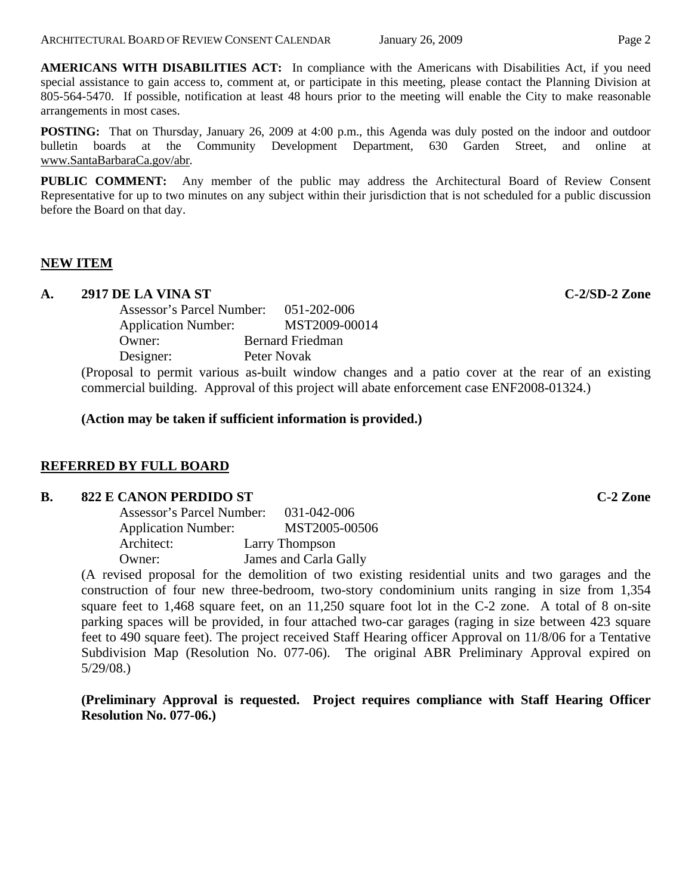**AMERICANS WITH DISABILITIES ACT:** In compliance with the Americans with Disabilities Act, if you need special assistance to gain access to, comment at, or participate in this meeting, please contact the Planning Division at 805-564-5470. If possible, notification at least 48 hours prior to the meeting will enable the City to make reasonable arrangements in most cases.

**POSTING:** That on Thursday, January 26, 2009 at 4:00 p.m., this Agenda was duly posted on the indoor and outdoor bulletin boards at the Community Development Department, 630 Garden Street, and online at www.SantaBarbaraCa.gov/abr.

**PUBLIC COMMENT:** Any member of the public may address the Architectural Board of Review Consent Representative for up to two minutes on any subject within their jurisdiction that is not scheduled for a public discussion before the Board on that day.

## NEW ITEM

**A. 2917 DE LA VINA ST** **C-2/SD-2 Zone**

Assessor's Parcel Number: 051-202-006
Application Number: MST2009-00014
Owner: Bernard Friedman
Designer: Peter Novak

(Proposal to permit various as-built window changes and a patio cover at the rear of an existing commercial building. Approval of this project will abate enforcement case ENF2008-01324.)

**(Action may be taken if sufficient information is provided.)**

## REFERRED BY FULL BOARD

**B. 822 E CANON PERDIDO ST** **C-2 Zone**

Assessor's Parcel Number: 031-042-006
Application Number: MST2005-00506
Architect: Larry Thompson
Owner: James and Carla Gally

(A revised proposal for the demolition of two existing residential units and two garages and the construction of four new three-bedroom, two-story condominium units ranging in size from 1,354 square feet to 1,468 square feet, on an 11,250 square foot lot in the C-2 zone. A total of 8 on-site parking spaces will be provided, in four attached two-car garages (raging in size between 423 square feet to 490 square feet). The project received Staff Hearing officer Approval on 11/8/06 for a Tentative Subdivision Map (Resolution No. 077-06). The original ABR Preliminary Approval expired on 5/29/08.)

**(Preliminary Approval is requested. Project requires compliance with Staff Hearing Officer Resolution No. 077-06.)**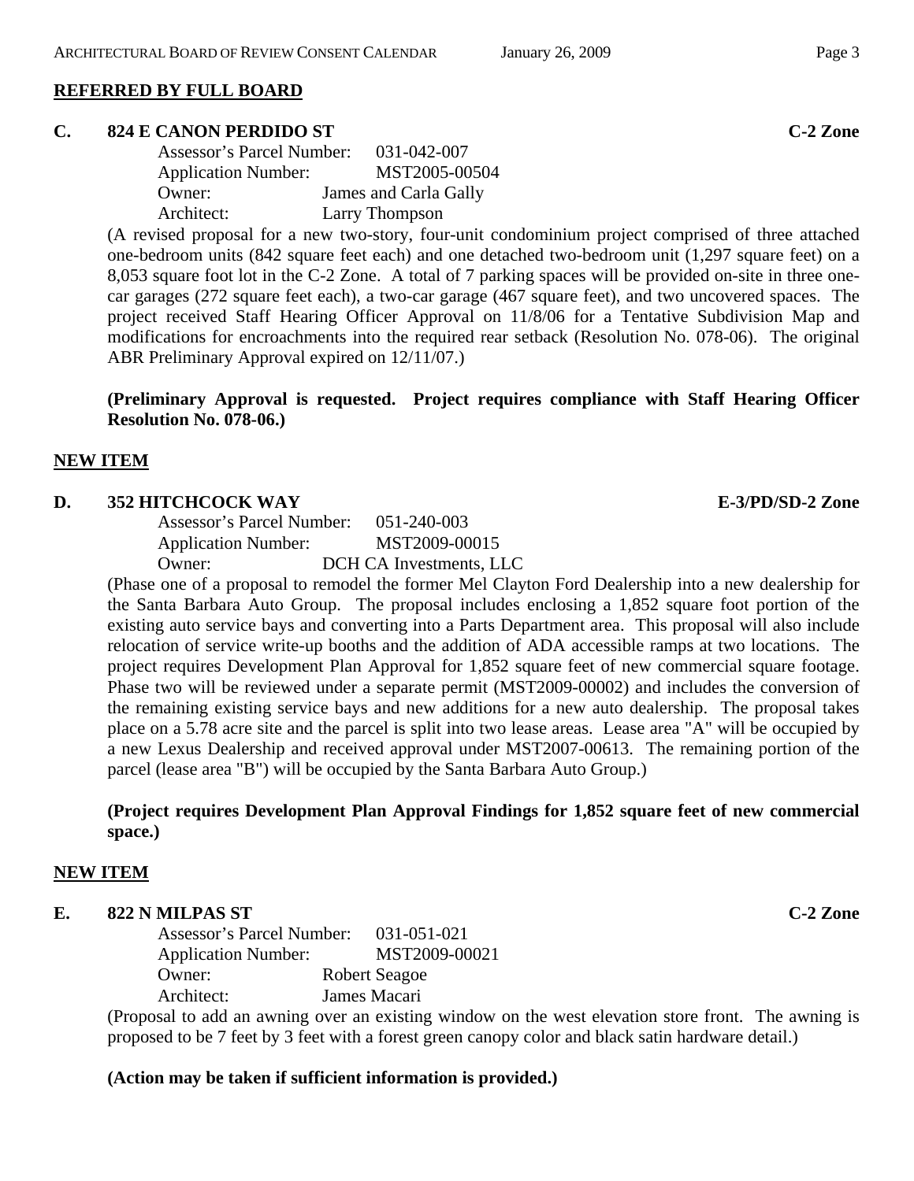## REFERRED BY FULL BOARD

### C. 824 E CANON PERDIDO ST — C-2 Zone

Assessor's Parcel Number: 031-042-007
Application Number: MST2005-00504
Owner: James and Carla Gally
Architect: Larry Thompson

(A revised proposal for a new two-story, four-unit condominium project comprised of three attached one-bedroom units (842 square feet each) and one detached two-bedroom unit (1,297 square feet) on a 8,053 square foot lot in the C-2 Zone. A total of 7 parking spaces will be provided on-site in three one-car garages (272 square feet each), a two-car garage (467 square feet), and two uncovered spaces. The project received Staff Hearing Officer Approval on 11/8/06 for a Tentative Subdivision Map and modifications for encroachments into the required rear setback (Resolution No. 078-06). The original ABR Preliminary Approval expired on 12/11/07.)

**(Preliminary Approval is requested. Project requires compliance with Staff Hearing Officer Resolution No. 078-06.)**

## NEW ITEM

### D. 352 HITCHCOCK WAY — E-3/PD/SD-2 Zone

Assessor's Parcel Number: 051-240-003
Application Number: MST2009-00015
Owner: DCH CA Investments, LLC

(Phase one of a proposal to remodel the former Mel Clayton Ford Dealership into a new dealership for the Santa Barbara Auto Group. The proposal includes enclosing a 1,852 square foot portion of the existing auto service bays and converting into a Parts Department area. This proposal will also include relocation of service write-up booths and the addition of ADA accessible ramps at two locations. The project requires Development Plan Approval for 1,852 square feet of new commercial square footage. Phase two will be reviewed under a separate permit (MST2009-00002) and includes the conversion of the remaining existing service bays and new additions for a new auto dealership. The proposal takes place on a 5.78 acre site and the parcel is split into two lease areas. Lease area "A" will be occupied by a new Lexus Dealership and received approval under MST2007-00613. The remaining portion of the parcel (lease area "B") will be occupied by the Santa Barbara Auto Group.)

**(Project requires Development Plan Approval Findings for 1,852 square feet of new commercial space.)**

## NEW ITEM

### E. 822 N MILPAS ST — C-2 Zone

Assessor's Parcel Number: 031-051-021
Application Number: MST2009-00021
Owner: Robert Seagoe
Architect: James Macari

(Proposal to add an awning over an existing window on the west elevation store front. The awning is proposed to be 7 feet by 3 feet with a forest green canopy color and black satin hardware detail.)

**(Action may be taken if sufficient information is provided.)**